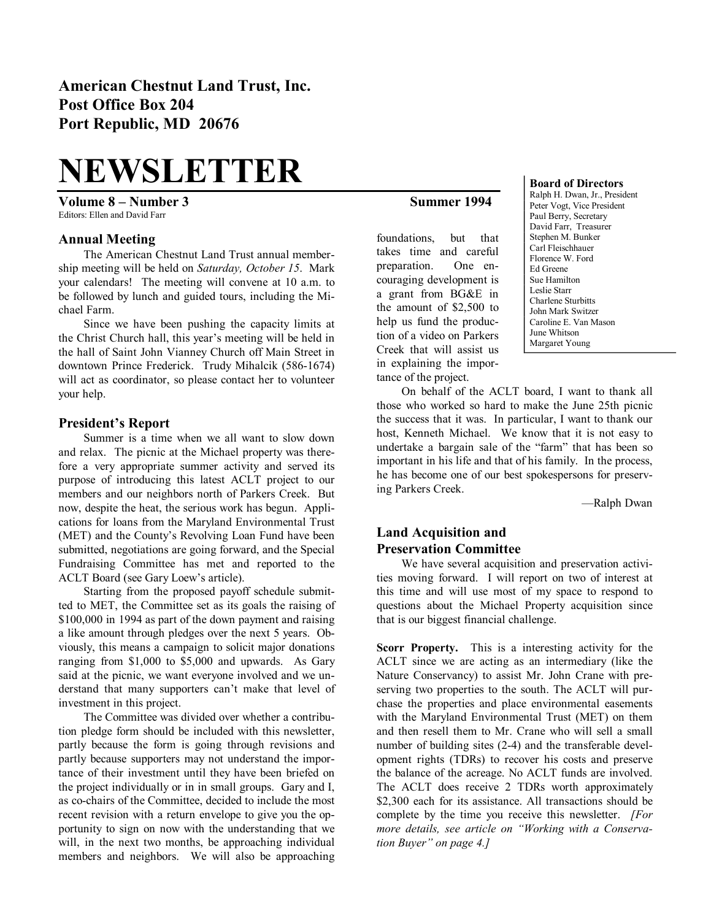**American Chestnut Land Trust, Inc.**
**Post Office Box 204**
**Port Republic, MD 20676**

# NEWSLETTER

**Volume 8 – Number 3** **Summer 1994**

Editors: Ellen and David Farr

**Board of Directors**
Ralph H. Dwan, Jr., President
Peter Vogt, Vice President
Paul Berry, Secretary
David Farr, Treasurer
Stephen M. Bunker
Carl Fleischhauer
Florence W. Ford
Ed Greene
Sue Hamilton
Leslie Starr
Charlene Sturbitts
John Mark Switzer
Caroline E. Van Mason
June Whitson
Margaret Young

## Annual Meeting

The American Chestnut Land Trust annual membership meeting will be held on *Saturday, October 15*. Mark your calendars! The meeting will convene at 10 a.m. to be followed by lunch and guided tours, including the Michael Farm.

Since we have been pushing the capacity limits at the Christ Church hall, this year's meeting will be held in the hall of Saint John Vianney Church off Main Street in downtown Prince Frederick. Trudy Mihalcik (586-1674) will act as coordinator, so please contact her to volunteer your help.

## President's Report

Summer is a time when we all want to slow down and relax. The picnic at the Michael property was therefore a very appropriate summer activity and served its purpose of introducing this latest ACLT project to our members and our neighbors north of Parkers Creek. But now, despite the heat, the serious work has begun. Applications for loans from the Maryland Environmental Trust (MET) and the County's Revolving Loan Fund have been submitted, negotiations are going forward, and the Special Fundraising Committee has met and reported to the ACLT Board (see Gary Loew's article).

Starting from the proposed payoff schedule submitted to MET, the Committee set as its goals the raising of $100,000 in 1994 as part of the down payment and raising a like amount through pledges over the next 5 years. Obviously, this means a campaign to solicit major donations ranging from $1,000 to $5,000 and upwards. As Gary said at the picnic, we want everyone involved and we understand that many supporters can't make that level of investment in this project.

The Committee was divided over whether a contribution pledge form should be included with this newsletter, partly because the form is going through revisions and partly because supporters may not understand the importance of their investment until they have been briefed on the project individually or in in small groups. Gary and I, as co-chairs of the Committee, decided to include the most recent revision with a return envelope to give you the opportunity to sign on now with the understanding that we will, in the next two months, be approaching individual members and neighbors. We will also be approaching foundations, but that takes time and careful preparation. One encouraging development is a grant from BG&E in the amount of $2,500 to help us fund the production of a video on Parkers Creek that will assist us in explaining the importance of the project.

On behalf of the ACLT board, I want to thank all those who worked so hard to make the June 25th picnic the success that it was. In particular, I want to thank our host, Kenneth Michael. We know that it is not easy to undertake a bargain sale of the "farm" that has been so important in his life and that of his family. In the process, he has become one of our best spokespersons for preserving Parkers Creek.

—Ralph Dwan

## Land Acquisition and Preservation Committee

We have several acquisition and preservation activities moving forward. I will report on two of interest at this time and will use most of my space to respond to questions about the Michael Property acquisition since that is our biggest financial challenge.

**Scorr Property.** This is a interesting activity for the ACLT since we are acting as an intermediary (like the Nature Conservancy) to assist Mr. John Crane with preserving two properties to the south. The ACLT will purchase the properties and place environmental easements with the Maryland Environmental Trust (MET) on them and then resell them to Mr. Crane who will sell a small number of building sites (2-4) and the transferable development rights (TDRs) to recover his costs and preserve the balance of the acreage. No ACLT funds are involved. The ACLT does receive 2 TDRs worth approximately $2,300 each for its assistance. All transactions should be complete by the time you receive this newsletter. *[For more details, see article on "Working with a Conservation Buyer" on page 4.]*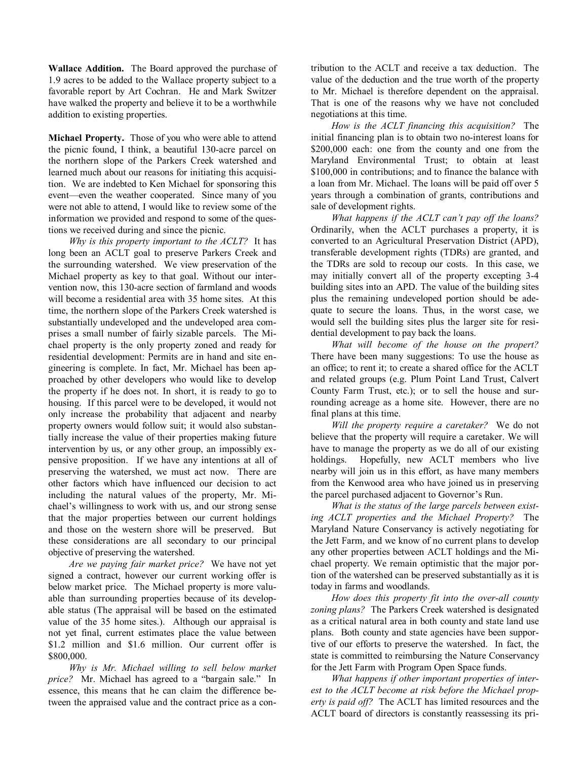**Wallace Addition.** The Board approved the purchase of 1.9 acres to be added to the Wallace property subject to a favorable report by Art Cochran. He and Mark Switzer have walked the property and believe it to be a worthwhile addition to existing properties.

**Michael Property.** Those of you who were able to attend the picnic found, I think, a beautiful 130-acre parcel on the northern slope of the Parkers Creek watershed and learned much about our reasons for initiating this acquisition. We are indebted to Ken Michael for sponsoring this event—even the weather cooperated. Since many of you were not able to attend, I would like to review some of the information we provided and respond to some of the questions we received during and since the picnic.

*Why is this property important to the ACLT?* It has long been an ACLT goal to preserve Parkers Creek and the surrounding watershed. We view preservation of the Michael property as key to that goal. Without our intervention now, this 130-acre section of farmland and woods will become a residential area with 35 home sites. At this time, the northern slope of the Parkers Creek watershed is substantially undeveloped and the undeveloped area comprises a small number of fairly sizable parcels. The Michael property is the only property zoned and ready for residential development: Permits are in hand and site engineering is complete. In fact, Mr. Michael has been approached by other developers who would like to develop the property if he does not. In short, it is ready to go to housing. If this parcel were to be developed, it would not only increase the probability that adjacent and nearby property owners would follow suit; it would also substantially increase the value of their properties making future intervention by us, or any other group, an impossibly expensive proposition. If we have any intentions at all of preserving the watershed, we must act now. There are other factors which have influenced our decision to act including the natural values of the property, Mr. Michael's willingness to work with us, and our strong sense that the major properties between our current holdings and those on the western shore will be preserved. But these considerations are all secondary to our principal objective of preserving the watershed.

*Are we paying fair market price?* We have not yet signed a contract, however our current working offer is below market price. The Michael property is more valuable than surrounding properties because of its developable status (The appraisal will be based on the estimated value of the 35 home sites.). Although our appraisal is not yet final, current estimates place the value between $1.2 million and $1.6 million. Our current offer is $800,000.

*Why is Mr. Michael willing to sell below market price?* Mr. Michael has agreed to a "bargain sale." In essence, this means that he can claim the difference between the appraised value and the contract price as a contribution to the ACLT and receive a tax deduction. The value of the deduction and the true worth of the property to Mr. Michael is therefore dependent on the appraisal. That is one of the reasons why we have not concluded negotiations at this time.

*How is the ACLT financing this acquisition?* The initial financing plan is to obtain two no-interest loans for $200,000 each: one from the county and one from the Maryland Environmental Trust; to obtain at least $100,000 in contributions; and to finance the balance with a loan from Mr. Michael. The loans will be paid off over 5 years through a combination of grants, contributions and sale of development rights.

*What happens if the ACLT can't pay off the loans?* Ordinarily, when the ACLT purchases a property, it is converted to an Agricultural Preservation District (APD), transferable development rights (TDRs) are granted, and the TDRs are sold to recoup our costs. In this case, we may initially convert all of the property excepting 3-4 building sites into an APD. The value of the building sites plus the remaining undeveloped portion should be adequate to secure the loans. Thus, in the worst case, we would sell the building sites plus the larger site for residential development to pay back the loans.

*What will become of the house on the propert?* There have been many suggestions: To use the house as an office; to rent it; to create a shared office for the ACLT and related groups (e.g. Plum Point Land Trust, Calvert County Farm Trust, etc.); or to sell the house and surrounding acreage as a home site. However, there are no final plans at this time.

*Will the property require a caretaker?* We do not believe that the property will require a caretaker. We will have to manage the property as we do all of our existing holdings. Hopefully, new ACLT members who live nearby will join us in this effort, as have many members from the Kenwood area who have joined us in preserving the parcel purchased adjacent to Governor's Run.

*What is the status of the large parcels between existing ACLT properties and the Michael Property?* The Maryland Nature Conservancy is actively negotiating for the Jett Farm, and we know of no current plans to develop any other properties between ACLT holdings and the Michael property. We remain optimistic that the major portion of the watershed can be preserved substantially as it is today in farms and woodlands.

*How does this property fit into the over-all county zoning plans?* The Parkers Creek watershed is designated as a critical natural area in both county and state land use plans. Both county and state agencies have been supportive of our efforts to preserve the watershed. In fact, the state is committing to reimbursing the Nature Conservancy for the Jett Farm with Program Open Space funds.

*What happens if other important properties of interest to the ACLT become at risk before the Michael property is paid off?* The ACLT has limited resources and the ACLT board of directors is constantly reassessing its pri-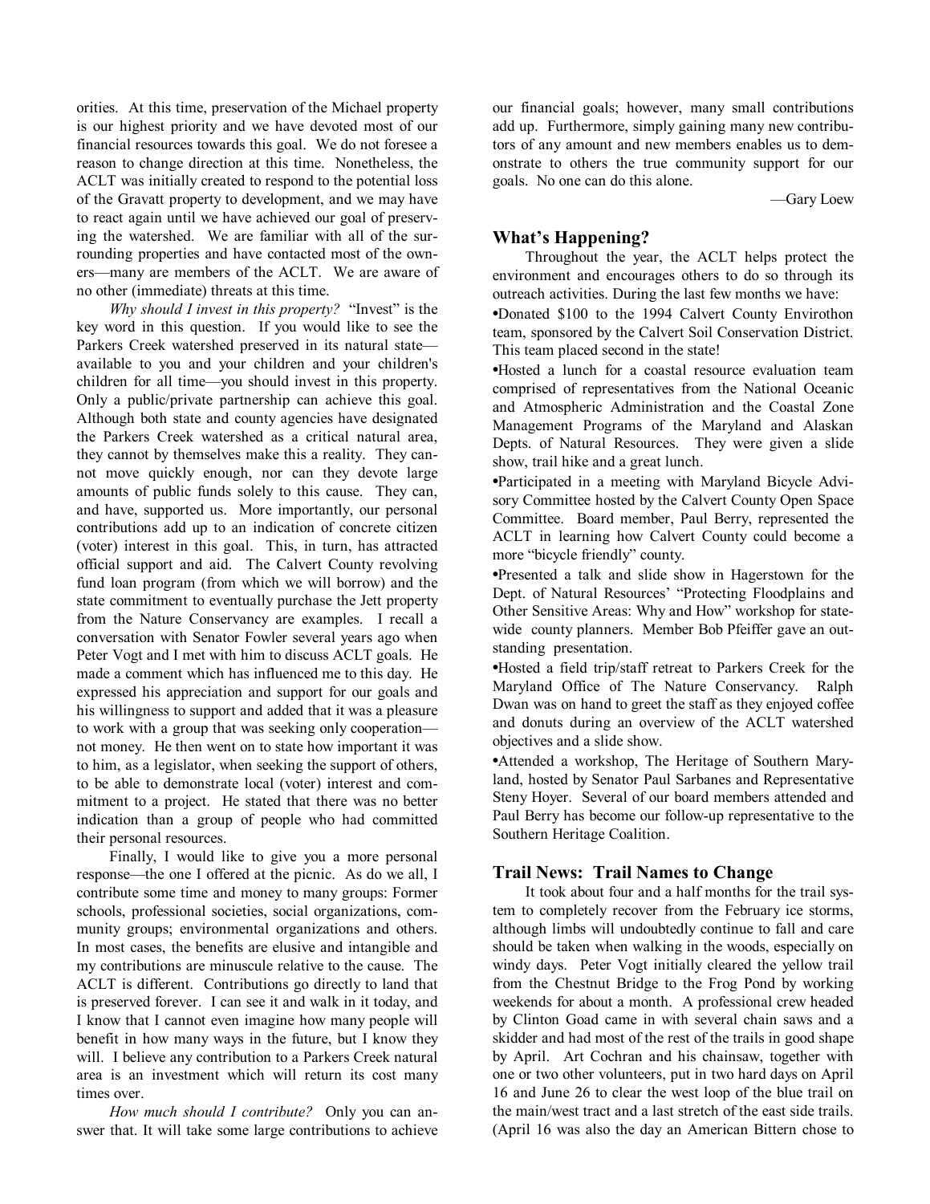orities. At this time, preservation of the Michael property is our highest priority and we have devoted most of our financial resources towards this goal. We do not foresee a reason to change direction at this time. Nonetheless, the ACLT was initially created to respond to the potential loss of the Gravatt property to development, and we may have to react again until we have achieved our goal of preserving the watershed. We are familiar with all of the surrounding properties and have contacted most of the owners—many are members of the ACLT. We are aware of no other (immediate) threats at this time.

*Why should I invest in this property?* "Invest" is the key word in this question. If you would like to see the Parkers Creek watershed preserved in its natural state—available to you and your children and your children's children for all time—you should invest in this property. Only a public/private partnership can achieve this goal. Although both state and county agencies have designated the Parkers Creek watershed as a critical natural area, they cannot by themselves make this a reality. They cannot move quickly enough, nor can they devote large amounts of public funds solely to this cause. They can, and have, supported us. More importantly, our personal contributions add up to an indication of concrete citizen (voter) interest in this goal. This, in turn, has attracted official support and aid. The Calvert County revolving fund loan program (from which we will borrow) and the state commitment to eventually purchase the Jett property from the Nature Conservancy are examples. I recall a conversation with Senator Fowler several years ago when Peter Vogt and I met with him to discuss ACLT goals. He made a comment which has influenced me to this day. He expressed his appreciation and support for our goals and his willingness to support and added that it was a pleasure to work with a group that was seeking only cooperation—not money. He then went on to state how important it was to him, as a legislator, when seeking the support of others, to be able to demonstrate local (voter) interest and commitment to a project. He stated that there was no better indication than a group of people who had committed their personal resources.

Finally, I would like to give you a more personal response—the one I offered at the picnic. As do we all, I contribute some time and money to many groups: Former schools, professional societies, social organizations, community groups; environmental organizations and others. In most cases, the benefits are elusive and intangible and my contributions are minuscule relative to the cause. The ACLT is different. Contributions go directly to land that is preserved forever. I can see it and walk in it today, and I know that I cannot even imagine how many people will benefit in how many ways in the future, but I know they will. I believe any contribution to a Parkers Creek natural area is an investment which will return its cost many times over.

*How much should I contribute?* Only you can answer that. It will take some large contributions to achieve our financial goals; however, many small contributions add up. Furthermore, simply gaining many new contributors of any amount and new members enables us to demonstrate to others the true community support for our goals. No one can do this alone.

—Gary Loew

## What's Happening?

Throughout the year, the ACLT helps protect the environment and encourages others to do so through its outreach activities. During the last few months we have:

- Donated $100 to the 1994 Calvert County Envirothon team, sponsored by the Calvert Soil Conservation District. This team placed second in the state!
- Hosted a lunch for a coastal resource evaluation team comprised of representatives from the National Oceanic and Atmospheric Administration and the Coastal Zone Management Programs of the Maryland and Alaskan Depts. of Natural Resources. They were given a slide show, trail hike and a great lunch.
- Participated in a meeting with Maryland Bicycle Advisory Committee hosted by the Calvert County Open Space Committee. Board member, Paul Berry, represented the ACLT in learning how Calvert County could become a more "bicycle friendly" county.
- Presented a talk and slide show in Hagerstown for the Dept. of Natural Resources' "Protecting Floodplains and Other Sensitive Areas: Why and How" workshop for statewide county planners. Member Bob Pfeiffer gave an outstanding presentation.
- Hosted a field trip/staff retreat to Parkers Creek for the Maryland Office of The Nature Conservancy. Ralph Dwan was on hand to greet the staff as they enjoyed coffee and donuts during an overview of the ACLT watershed objectives and a slide show.
- Attended a workshop, The Heritage of Southern Maryland, hosted by Senator Paul Sarbanes and Representative Steny Hoyer. Several of our board members attended and Paul Berry has become our follow-up representative to the Southern Heritage Coalition.

## Trail News: Trail Names to Change

It took about four and a half months for the trail system to completely recover from the February ice storms, although limbs will undoubtedly continue to fall and care should be taken when walking in the woods, especially on windy days. Peter Vogt initially cleared the yellow trail from the Chestnut Bridge to the Frog Pond by working weekends for about a month. A professional crew headed by Clinton Goad came in with several chain saws and a skidder and had most of the rest of the trails in good shape by April. Art Cochran and his chainsaw, together with one or two other volunteers, put in two hard days on April 16 and June 26 to clear the west loop of the blue trail on the main/west tract and a last stretch of the east side trails. (April 16 was also the day an American Bittern chose to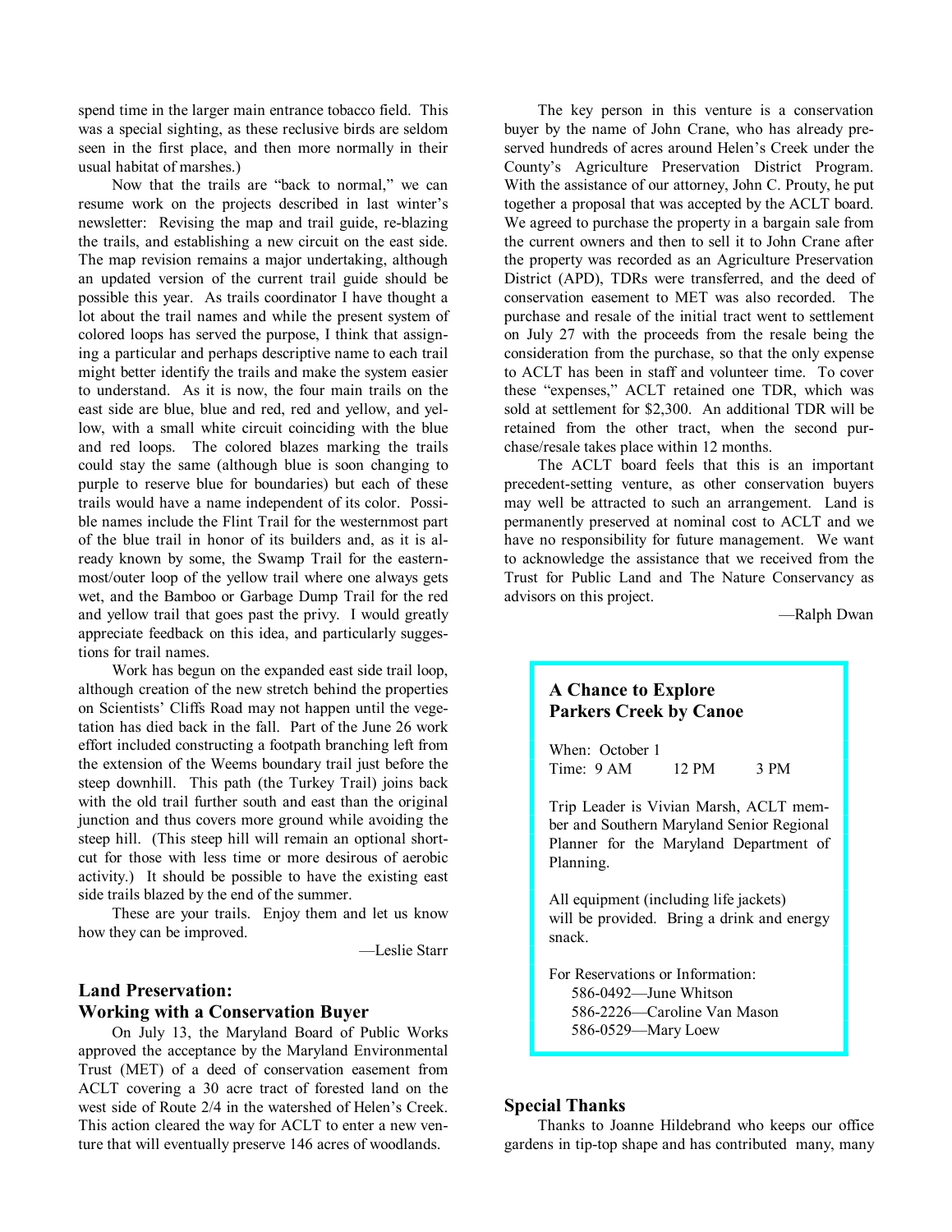spend time in the larger main entrance tobacco field. This was a special sighting, as these reclusive birds are seldom seen in the first place, and then more normally in their usual habitat of marshes.)

Now that the trails are "back to normal," we can resume work on the projects described in last winter's newsletter: Revising the map and trail guide, re-blazing the trails, and establishing a new circuit on the east side. The map revision remains a major undertaking, although an updated version of the current trail guide should be possible this year. As trails coordinator I have thought a lot about the trail names and while the present system of colored loops has served the purpose, I think that assigning a particular and perhaps descriptive name to each trail might better identify the trails and make the system easier to understand. As it is now, the four main trails on the east side are blue, blue and red, red and yellow, and yellow, with a small white circuit coinciding with the blue and red loops. The colored blazes marking the trails could stay the same (although blue is soon changing to purple to reserve blue for boundaries) but each of these trails would have a name independent of its color. Possible names include the Flint Trail for the westernmost part of the blue trail in honor of its builders and, as it is already known by some, the Swamp Trail for the easternmost/outer loop of the yellow trail where one always gets wet, and the Bamboo or Garbage Dump Trail for the red and yellow trail that goes past the privy. I would greatly appreciate feedback on this idea, and particularly suggestions for trail names.

Work has begun on the expanded east side trail loop, although creation of the new stretch behind the properties on Scientists' Cliffs Road may not happen until the vegetation has died back in the fall. Part of the June 26 work effort included constructing a footpath branching left from the extension of the Weems boundary trail just before the steep downhill. This path (the Turkey Trail) joins back with the old trail further south and east than the original junction and thus covers more ground while avoiding the steep hill. (This steep hill will remain an optional shortcut for those with less time or more desirous of aerobic activity.) It should be possible to have the existing east side trails blazed by the end of the summer.

These are your trails. Enjoy them and let us know how they can be improved.

—Leslie Starr

## Land Preservation: Working with a Conservation Buyer

On July 13, the Maryland Board of Public Works approved the acceptance by the Maryland Environmental Trust (MET) of a deed of conservation easement from ACLT covering a 30 acre tract of forested land on the west side of Route 2/4 in the watershed of Helen's Creek. This action cleared the way for ACLT to enter a new venture that will eventually preserve 146 acres of woodlands.

The key person in this venture is a conservation buyer by the name of John Crane, who has already preserved hundreds of acres around Helen's Creek under the County's Agriculture Preservation District Program. With the assistance of our attorney, John C. Prouty, he put together a proposal that was accepted by the ACLT board. We agreed to purchase the property in a bargain sale from the current owners and then to sell it to John Crane after the property was recorded as an Agriculture Preservation District (APD), TDRs were transferred, and the deed of conservation easement to MET was also recorded. The purchase and resale of the initial tract went to settlement on July 27 with the proceeds from the resale being the consideration from the purchase, so that the only expense to ACLT has been in staff and volunteer time. To cover these "expenses," ACLT retained one TDR, which was sold at settlement for $2,300. An additional TDR will be retained from the other tract, when the second purchase/resale takes place within 12 months.

The ACLT board feels that this is an important precedent-setting venture, as other conservation buyers may well be attracted to such an arrangement. Land is permanently preserved at nominal cost to ACLT and we have no responsibility for future management. We want to acknowledge the assistance that we received from the Trust for Public Land and The Nature Conservancy as advisors on this project.

—Ralph Dwan

### A Chance to Explore Parkers Creek by Canoe

When: October 1
Time: 9 AM     12 PM     3 PM

Trip Leader is Vivian Marsh, ACLT member and Southern Maryland Senior Regional Planner for the Maryland Department of Planning.

All equipment (including life jackets) will be provided. Bring a drink and energy snack.

For Reservations or Information:
586-0492—June Whitson
586-2226—Caroline Van Mason
586-0529—Mary Loew

## Special Thanks

Thanks to Joanne Hildebrand who keeps our office gardens in tip-top shape and has contributed many, many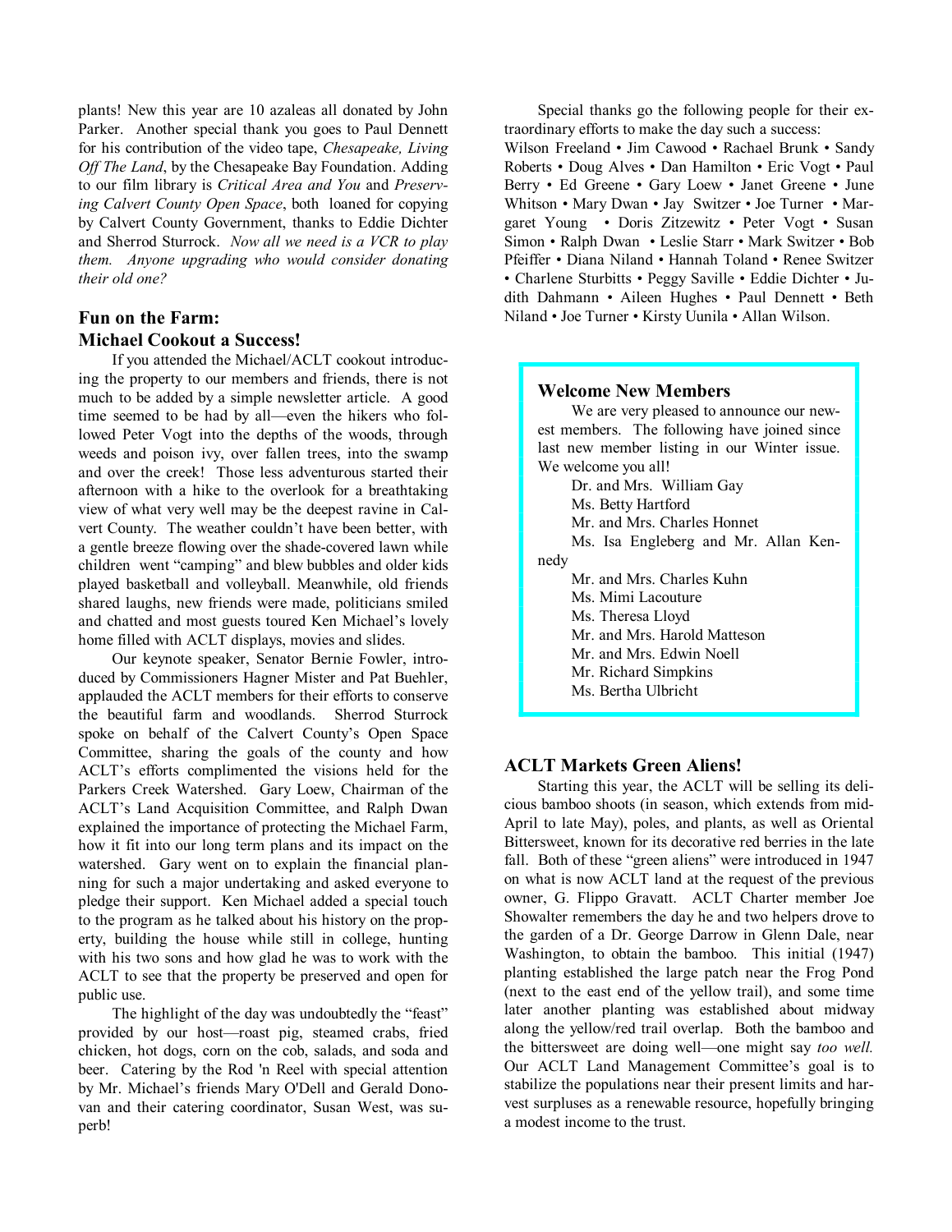plants! New this year are 10 azaleas all donated by John Parker. Another special thank you goes to Paul Dennett for his contribution of the video tape, *Chesapeake, Living Off The Land*, by the Chesapeake Bay Foundation. Adding to our film library is *Critical Area and You* and *Preserving Calvert County Open Space*, both loaned for copying by Calvert County Government, thanks to Eddie Dichter and Sherrod Sturrock. *Now all we need is a VCR to play them. Anyone upgrading who would consider donating their old one?*

## Fun on the Farm: Michael Cookout a Success!

If you attended the Michael/ACLT cookout introducing the property to our members and friends, there is not much to be added by a simple newsletter article. A good time seemed to be had by all—even the hikers who followed Peter Vogt into the depths of the woods, through weeds and poison ivy, over fallen trees, into the swamp and over the creek! Those less adventurous started their afternoon with a hike to the overlook for a breathtaking view of what very well may be the deepest ravine in Calvert County. The weather couldn't have been better, with a gentle breeze flowing over the shade-covered lawn while children went "camping" and blew bubbles and older kids played basketball and volleyball. Meanwhile, old friends shared laughs, new friends were made, politicians smiled and chatted and most guests toured Ken Michael's lovely home filled with ACLT displays, movies and slides.

Our keynote speaker, Senator Bernie Fowler, introduced by Commissioners Hagner Mister and Pat Buehler, applauded the ACLT members for their efforts to conserve the beautiful farm and woodlands. Sherrod Sturrock spoke on behalf of the Calvert County's Open Space Committee, sharing the goals of the county and how ACLT's efforts complimented the visions held for the Parkers Creek Watershed. Gary Loew, Chairman of the ACLT's Land Acquisition Committee, and Ralph Dwan explained the importance of protecting the Michael Farm, how it fit into our long term plans and its impact on the watershed. Gary went on to explain the financial planning for such a major undertaking and asked everyone to pledge their support. Ken Michael added a special touch to the program as he talked about his history on the property, building the house while still in college, hunting with his two sons and how glad he was to work with the ACLT to see that the property be preserved and open for public use.

The highlight of the day was undoubtedly the "feast" provided by our host—roast pig, steamed crabs, fried chicken, hot dogs, corn on the cob, salads, and soda and beer. Catering by the Rod 'n Reel with special attention by Mr. Michael's friends Mary O'Dell and Gerald Donovan and their catering coordinator, Susan West, was superb!

Special thanks go the following people for their extraordinary efforts to make the day such a success:
Wilson Freeland • Jim Cawood • Rachael Brunk • Sandy Roberts • Doug Alves • Dan Hamilton • Eric Vogt • Paul Berry • Ed Greene • Gary Loew • Janet Greene • June Whitson • Mary Dwan • Jay Switzer • Joe Turner • Margaret Young • Doris Zitzewitz • Peter Vogt • Susan Simon • Ralph Dwan • Leslie Starr • Mark Switzer • Bob Pfeiffer • Diana Niland • Hannah Toland • Renee Switzer • Charlene Sturbitts • Peggy Saville • Eddie Dichter • Judith Dahmann • Aileen Hughes • Paul Dennett • Beth Niland • Joe Turner • Kirsty Uunila • Allan Wilson.

## Welcome New Members

We are very pleased to announce our newest members. The following have joined since last new member listing in our Winter issue. We welcome you all!

Dr. and Mrs. William Gay
Ms. Betty Hartford
Mr. and Mrs. Charles Honnet
Ms. Isa Engleberg and Mr. Allan Kennedy
Mr. and Mrs. Charles Kuhn
Ms. Mimi Lacouture
Ms. Theresa Lloyd
Mr. and Mrs. Harold Matteson
Mr. and Mrs. Edwin Noell
Mr. Richard Simpkins
Ms. Bertha Ulbricht

## ACLT Markets Green Aliens!

Starting this year, the ACLT will be selling its delicious bamboo shoots (in season, which extends from mid-April to late May), poles, and plants, as well as Oriental Bittersweet, known for its decorative red berries in the late fall. Both of these "green aliens" were introduced in 1947 on what is now ACLT land at the request of the previous owner, G. Flippo Gravatt. ACLT Charter member Joe Showalter remembers the day he and two helpers drove to the garden of a Dr. George Darrow in Glenn Dale, near Washington, to obtain the bamboo. This initial (1947) planting established the large patch near the Frog Pond (next to the east end of the yellow trail), and some time later another planting was established about midway along the yellow/red trail overlap. Both the bamboo and the bittersweet are doing well—one might say *too well.* Our ACLT Land Management Committee's goal is to stabilize the populations near their present limits and harvest surpluses as a renewable resource, hopefully bringing a modest income to the trust.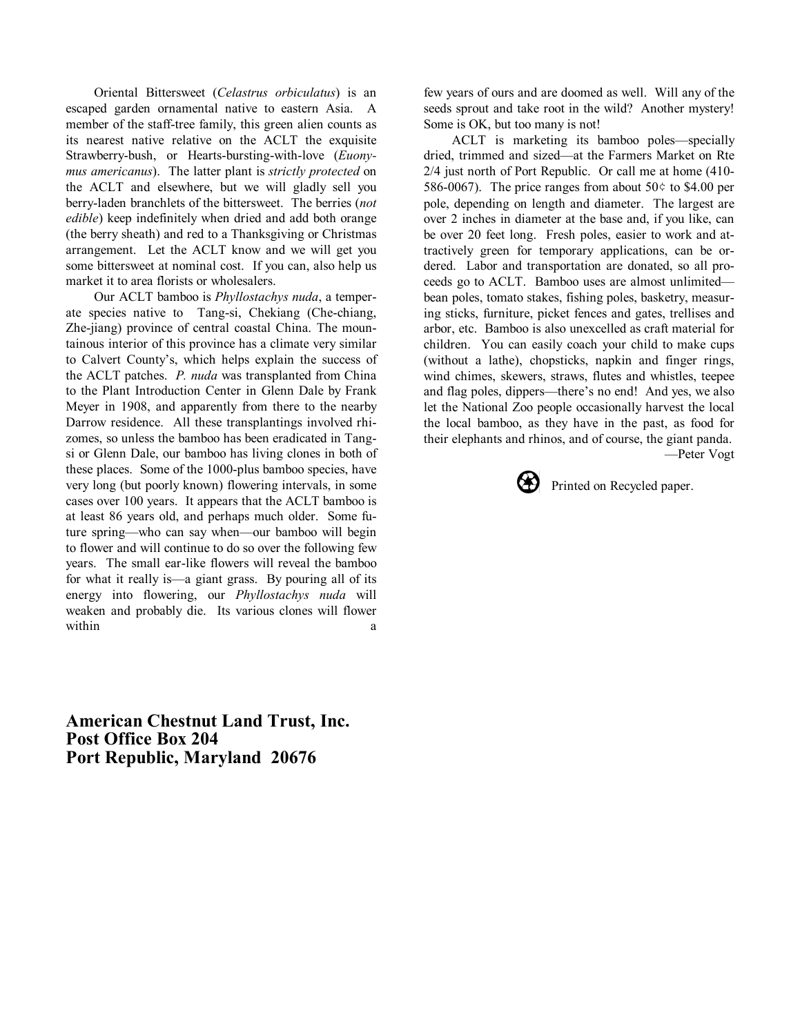Oriental Bittersweet (*Celastrus orbiculatus*) is an escaped garden ornamental native to eastern Asia. A member of the staff-tree family, this green alien counts as its nearest native relative on the ACLT the exquisite Strawberry-bush, or Hearts-bursting-with-love (*Euonymus americanus*). The latter plant is *strictly protected* on the ACLT and elsewhere, but we will gladly sell you berry-laden branchlets of the bittersweet. The berries (*not edible*) keep indefinitely when dried and add both orange (the berry sheath) and red to a Thanksgiving or Christmas arrangement. Let the ACLT know and we will get you some bittersweet at nominal cost. If you can, also help us market it to area florists or wholesalers.

Our ACLT bamboo is *Phyllostachys nuda*, a temperate species native to Tang-si, Chekiang (Che-chiang, Zhe-jiang) province of central coastal China. The mountainous interior of this province has a climate very similar to Calvert County's, which helps explain the success of the ACLT patches. *P. nuda* was transplanted from China to the Plant Introduction Center in Glenn Dale by Frank Meyer in 1908, and apparently from there to the nearby Darrow residence. All these transplantings involved rhizomes, so unless the bamboo has been eradicated in Tang-si or Glenn Dale, our bamboo has living clones in both of these places. Some of the 1000-plus bamboo species, have very long (but poorly known) flowering intervals, in some cases over 100 years. It appears that the ACLT bamboo is at least 86 years old, and perhaps much older. Some future spring—who can say when—our bamboo will begin to flower and will continue to do so over the following few years. The small ear-like flowers will reveal the bamboo for what it really is—a giant grass. By pouring all of its energy into flowering, our *Phyllostachys nuda* will weaken and probably die. Its various clones will flower within a few years of ours and are doomed as well. Will any of the seeds sprout and take root in the wild? Another mystery! Some is OK, but too many is not!

ACLT is marketing its bamboo poles—specially dried, trimmed and sized—at the Farmers Market on Rte 2/4 just north of Port Republic. Or call me at home (410-586-0067). The price ranges from about 50¢ to $4.00 per pole, depending on length and diameter. The largest are over 2 inches in diameter at the base and, if you like, can be over 20 feet long. Fresh poles, easier to work and attractively green for temporary applications, can be ordered. Labor and transportation are donated, so all proceeds go to ACLT. Bamboo uses are almost unlimited—bean poles, tomato stakes, fishing poles, basketry, measuring sticks, furniture, picket fences and gates, trellises and arbor, etc. Bamboo is also unexcelled as craft material for children. You can easily coach your child to make cups (without a lathe), chopsticks, napkin and finger rings, wind chimes, skewers, straws, flutes and whistles, teepee and flag poles, dippers—there's no end! And yes, we also let the National Zoo people occasionally harvest the local the local bamboo, as they have in the past, as food for their elephants and rhinos, and of course, the giant panda.

—Peter Vogt

Printed on Recycled paper.

**American Chestnut Land Trust, Inc.**
**Post Office Box 204**
**Port Republic, Maryland 20676**